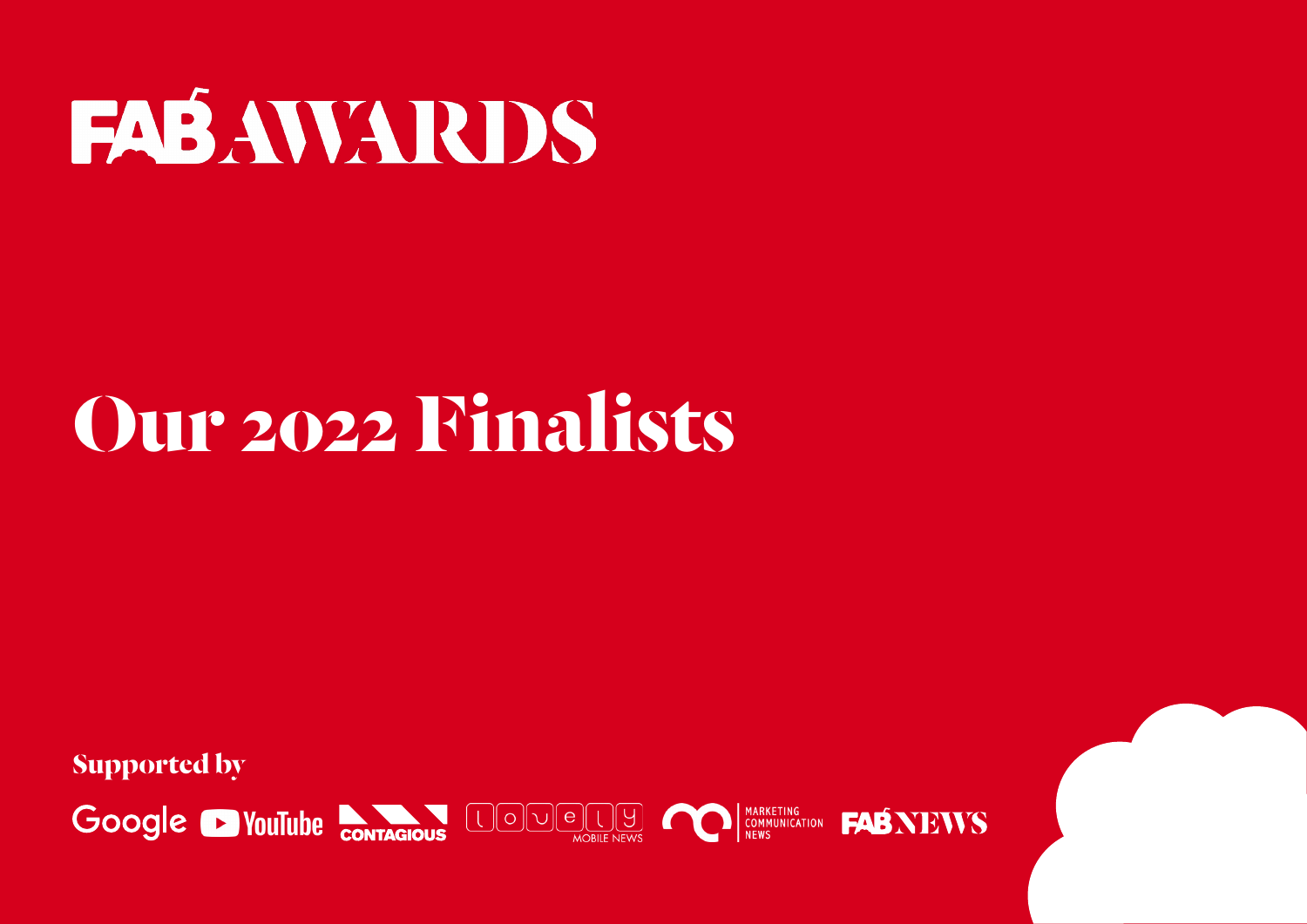# FAB AWARDS

# Our 2022 Finalists

Supported by

Google YouTube CONTAGIOUS lovely MOBILE NEWS MARKETING COMMUNICATION NEWS FAB NEWS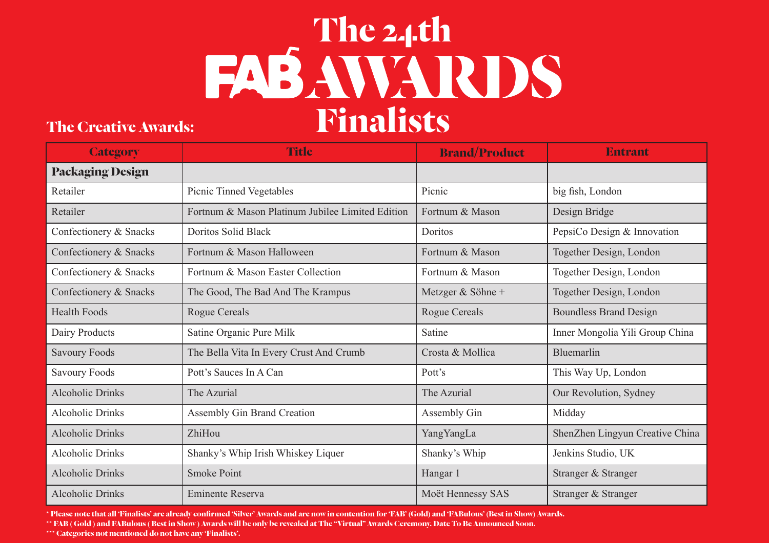# The 24th FAB AWARDS Finalists

## The Creative Awards:

| Category | Title | Brand/Product | Entrant |
|---|---|---|---|
| **Packaging Design** | | | |
| Retailer | Picnic Tinned Vegetables | Picnic | big fish, London |
| Retailer | Fortnum & Mason Platinum Jubilee Limited Edition | Fortnum & Mason | Design Bridge |
| Confectionery & Snacks | Doritos Solid Black | Doritos | PepsiCo Design & Innovation |
| Confectionery & Snacks | Fortnum & Mason Halloween | Fortnum & Mason | Together Design, London |
| Confectionery & Snacks | Fortnum & Mason Easter Collection | Fortnum & Mason | Together Design, London |
| Confectionery & Snacks | The Good, The Bad And The Krampus | Metzger & Söhne + | Together Design, London |
| Health Foods | Rogue Cereals | Rogue Cereals | Boundless Brand Design |
| Dairy Products | Satine Organic Pure Milk | Satine | Inner Mongolia Yili Group China |
| Savoury Foods | The Bella Vita In Every Crust And Crumb | Crosta & Mollica | Bluemarlin |
| Savoury Foods | Pott's Sauces In A Can | Pott's | This Way Up, London |
| Alcoholic Drinks | The Azurial | The Azurial | Our Revolution, Sydney |
| Alcoholic Drinks | Assembly Gin Brand Creation | Assembly Gin | Midday |
| Alcoholic Drinks | ZhiHou | YangYangLa | ShenZhen Lingyun Creative China |
| Alcoholic Drinks | Shanky's Whip Irish Whiskey Liquer | Shanky's Whip | Jenkins Studio, UK |
| Alcoholic Drinks | Smoke Point | Hangar 1 | Stranger & Stranger |
| Alcoholic Drinks | Eminente Reserva | Moët Hennessy SAS | Stranger & Stranger |

* Please note that all 'Finalists' are already confirmed 'Silver' Awards and are now in contention for 'FAB' (Gold) and 'FABulous' (Best in Show) Awards.

** FAB ( Gold ) and FABulous ( Best in Show ) Awards will be only be revealed at The "Virtual" Awards Ceremony. Date To Be Announced Soon.

*** Categories not mentioned do not have any 'Finalists'.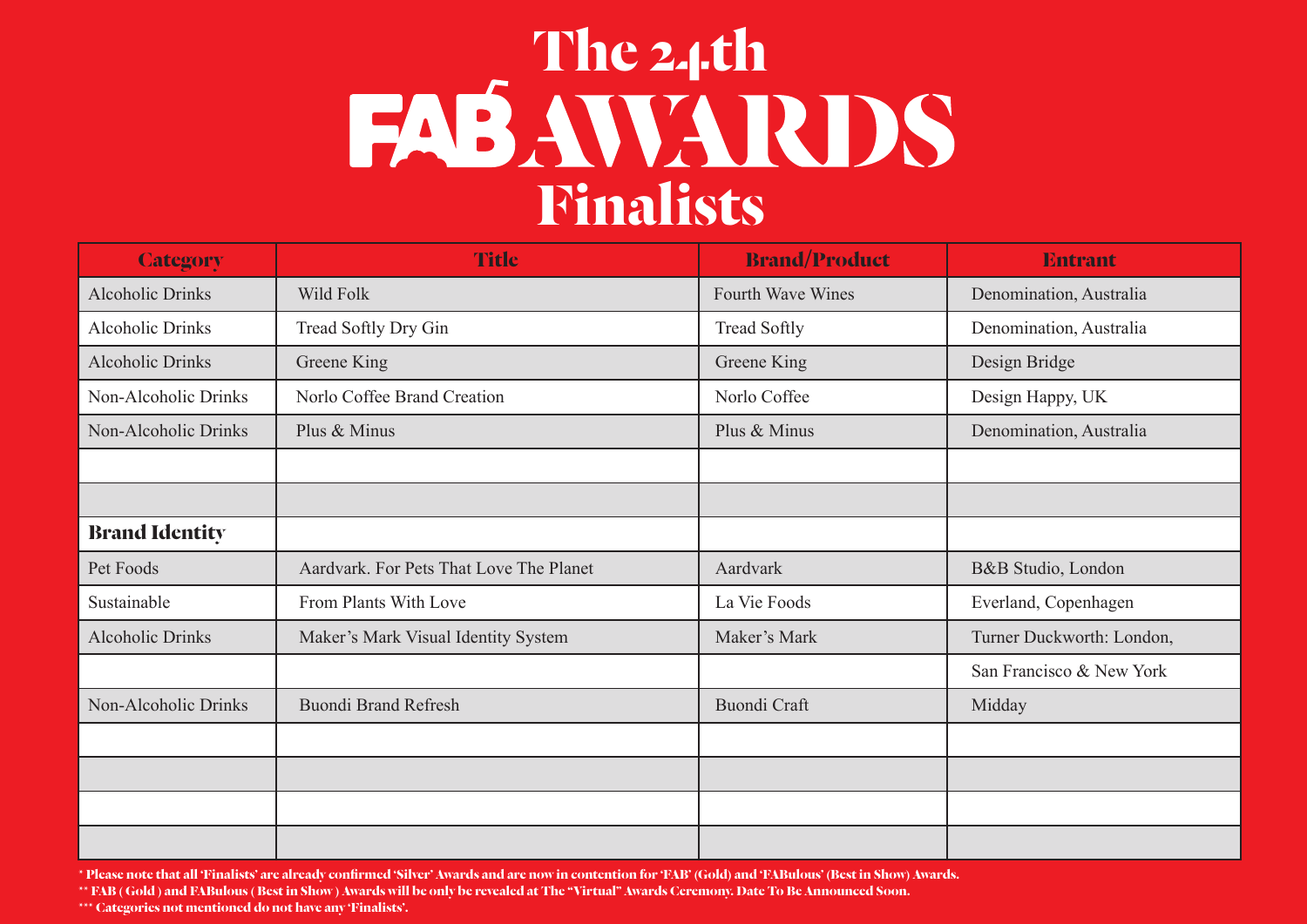# The 24th FAB AWARDS Finalists

| Category | Title | Brand/Product | Entrant |
|---|---|---|---|
| Alcoholic Drinks | Wild Folk | Fourth Wave Wines | Denomination, Australia |
| Alcoholic Drinks | Tread Softly Dry Gin | Tread Softly | Denomination, Australia |
| Alcoholic Drinks | Greene King | Greene King | Design Bridge |
| Non-Alcoholic Drinks | Norlo Coffee Brand Creation | Norlo Coffee | Design Happy, UK |
| Non-Alcoholic Drinks | Plus & Minus | Plus & Minus | Denomination, Australia |
| | | | |
| | | | |
| **Brand Identity** | | | |
| Pet Foods | Aardvark. For Pets That Love The Planet | Aardvark | B&B Studio, London |
| Sustainable | From Plants With Love | La Vie Foods | Everland, Copenhagen |
| Alcoholic Drinks | Maker's Mark Visual Identity System | Maker's Mark | Turner Duckworth: London, San Francisco & New York |
| Non-Alcoholic Drinks | Buondi Brand Refresh | Buondi Craft | Midday |
| | | | |
| | | | |
| | | | |
| | | | |

\* Please note that all 'Finalists' are already confirmed 'Silver' Awards and are now in contention for 'FAB' (Gold) and 'FABulous' (Best in Show) Awards.
\*\* FAB ( Gold ) and FABulous ( Best in Show ) Awards will be only be revealed at The "Virtual" Awards Ceremony. Date To Be Announced Soon.
\*\*\* Categories not mentioned do not have any 'Finalists'.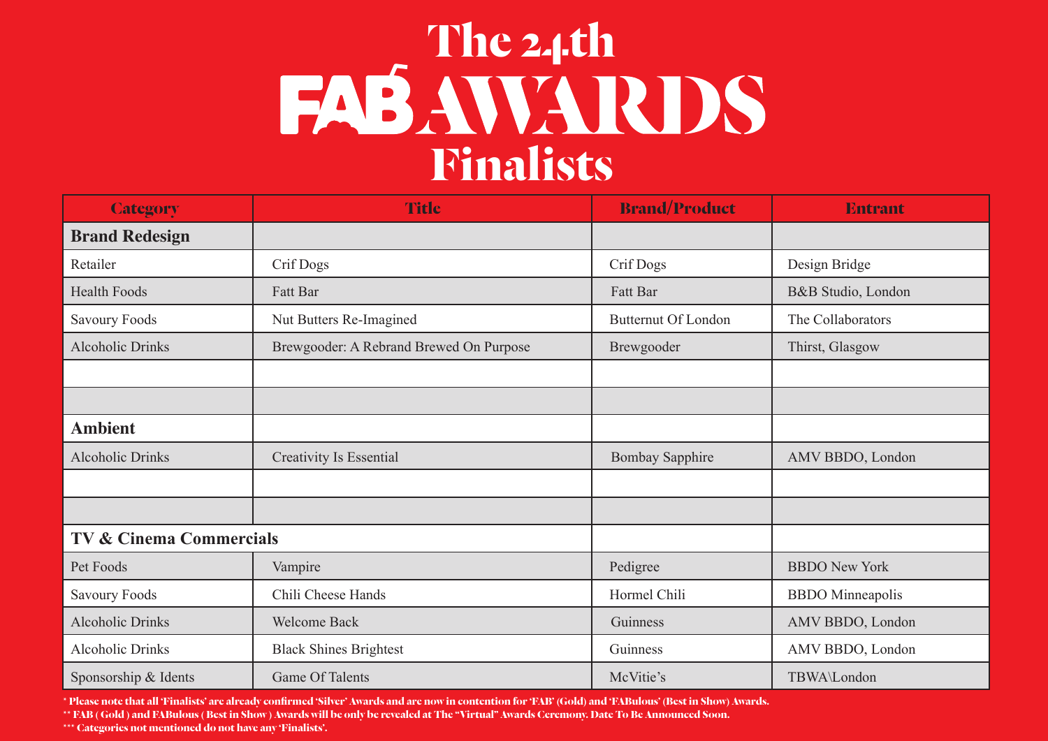# The 24th FAB AWARDS Finalists

| Category | Title | Brand/Product | Entrant |
|---|---|---|---|
| **Brand Redesign** | | | |
| Retailer | Crif Dogs | Crif Dogs | Design Bridge |
| Health Foods | Fatt Bar | Fatt Bar | B&B Studio, London |
| Savoury Foods | Nut Butters Re-Imagined | Butternut Of London | The Collaborators |
| Alcoholic Drinks | Brewgooder: A Rebrand Brewed On Purpose | Brewgooder | Thirst, Glasgow |
| | | | |
| | | | |
| **Ambient** | | | |
| Alcoholic Drinks | Creativity Is Essential | Bombay Sapphire | AMV BBDO, London |
| | | | |
| | | | |
| **TV & Cinema Commercials** | | | |
| Pet Foods | Vampire | Pedigree | BBDO New York |
| Savoury Foods | Chili Cheese Hands | Hormel Chili | BBDO Minneapolis |
| Alcoholic Drinks | Welcome Back | Guinness | AMV BBDO, London |
| Alcoholic Drinks | Black Shines Brightest | Guinness | AMV BBDO, London |
| Sponsorship & Idents | Game Of Talents | McVitie's | TBWA\London |

* Please note that all 'Finalists' are already confirmed 'Silver' Awards and are now in contention for 'FAB' (Gold) and 'FABulous' (Best in Show) Awards.

** FAB ( Gold ) and FABulous ( Best in Show ) Awards will be only be revealed at The "Virtual" Awards Ceremony. Date To Be Announced Soon.

*** Categories not mentioned do not have any 'Finalists'.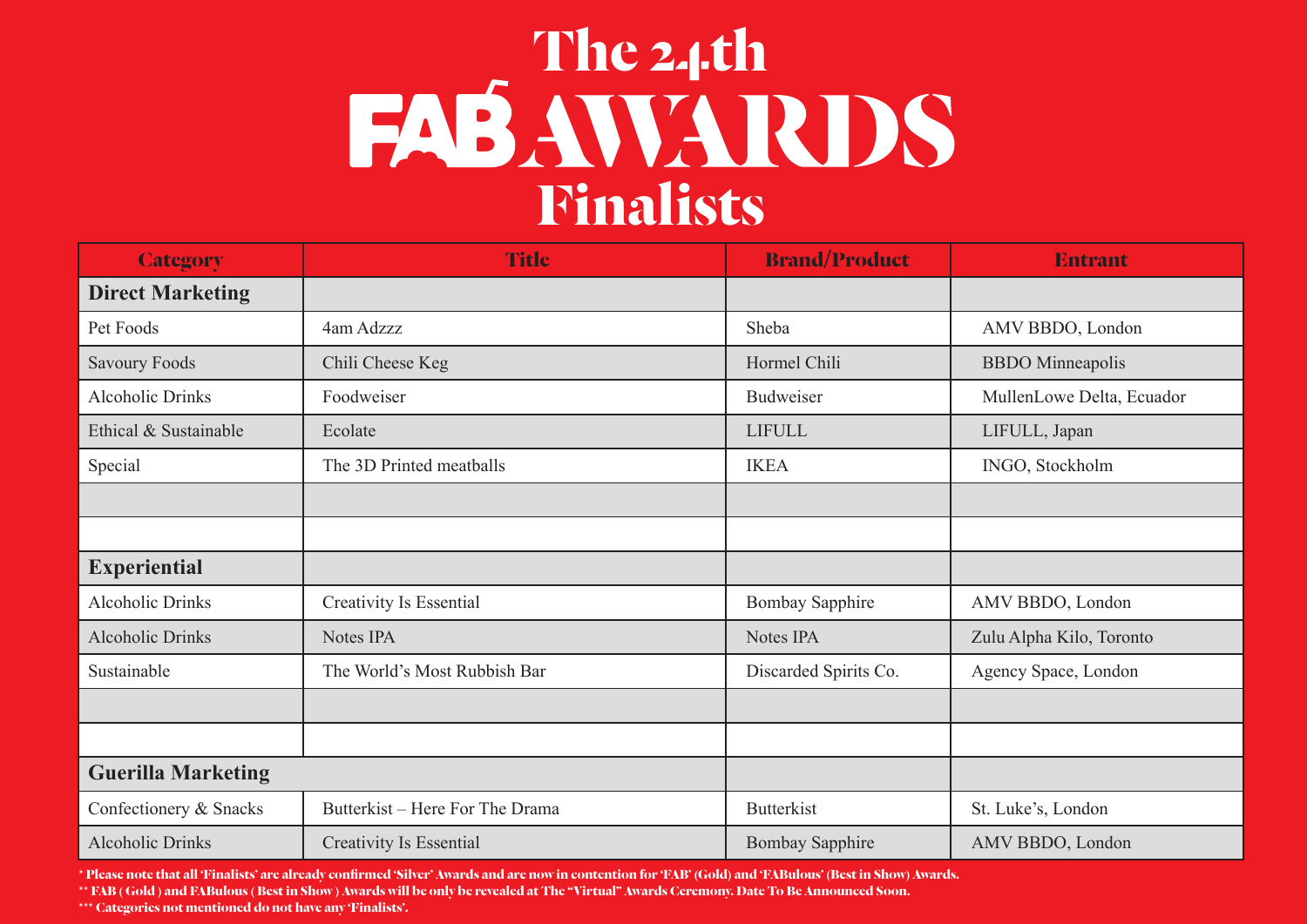# The 24th FAB AWARDS Finalists

| Category | Title | Brand/Product | Entrant |
|---|---|---|---|
| **Direct Marketing** | | | |
| Pet Foods | 4am Adzzz | Sheba | AMV BBDO, London |
| Savoury Foods | Chili Cheese Keg | Hormel Chili | BBDO Minneapolis |
| Alcoholic Drinks | Foodweiser | Budweiser | MullenLowe Delta, Ecuador |
| Ethical & Sustainable | Ecolate | LIFULL | LIFULL, Japan |
| Special | The 3D Printed meatballs | IKEA | INGO, Stockholm |
| | | | |
| | | | |
| **Experiential** | | | |
| Alcoholic Drinks | Creativity Is Essential | Bombay Sapphire | AMV BBDO, London |
| Alcoholic Drinks | Notes IPA | Notes IPA | Zulu Alpha Kilo, Toronto |
| Sustainable | The World's Most Rubbish Bar | Discarded Spirits Co. | Agency Space, London |
| | | | |
| | | | |
| **Guerilla Marketing** | | | |
| Confectionery & Snacks | Butterkist – Here For The Drama | Butterkist | St. Luke's, London |
| Alcoholic Drinks | Creativity Is Essential | Bombay Sapphire | AMV BBDO, London |

\* Please note that all 'Finalists' are already confirmed 'Silver' Awards and are now in contention for 'FAB' (Gold) and 'FABulous' (Best in Show) Awards.

\** FAB ( Gold ) and FABulous ( Best in Show ) Awards will be only be revealed at The "Virtual" Awards Ceremony. Date To Be Announced Soon.

\*** Categories not mentioned do not have any 'Finalists'.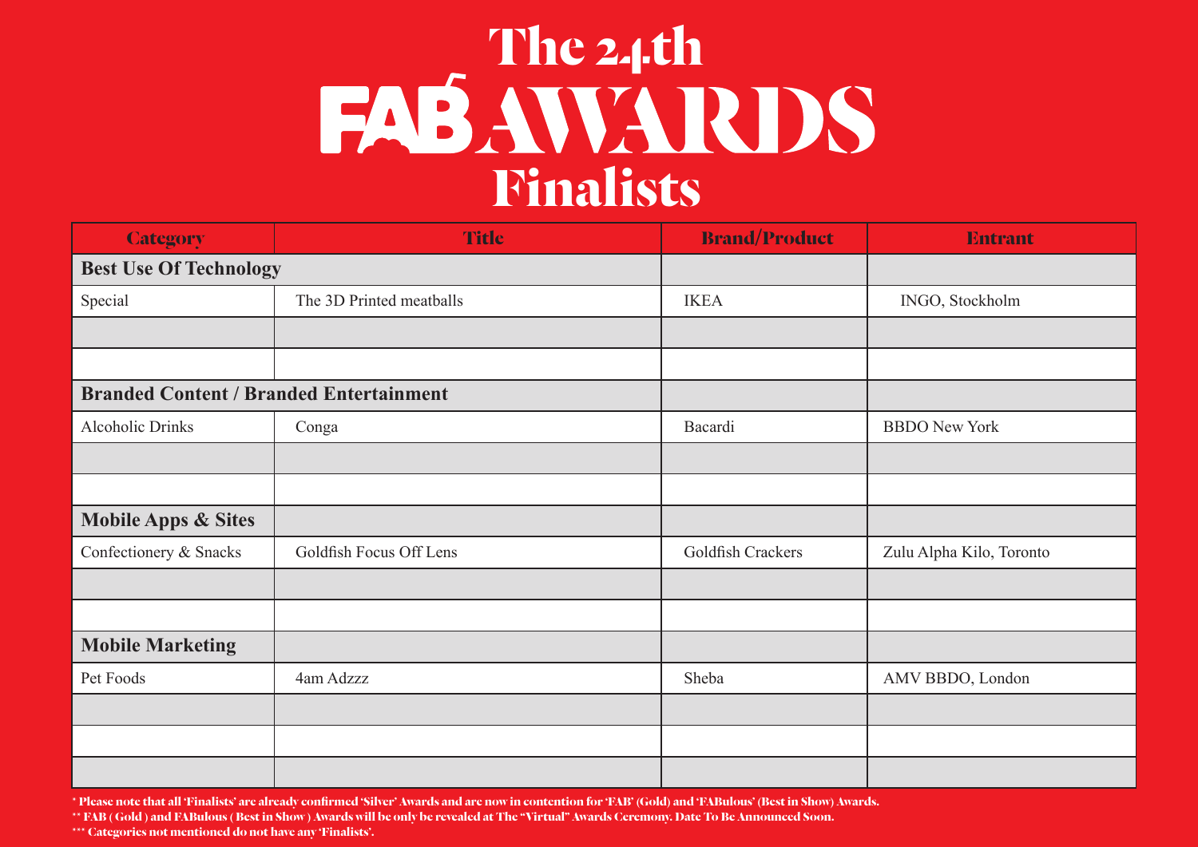# The 24th FAB AWARDS Finalists

| Category | Title | Brand/Product | Entrant |
|---|---|---|---|
| **Best Use Of Technology** | | | |
| Special | The 3D Printed meatballs | IKEA | INGO, Stockholm |
| | | | |
| | | | |
| **Branded Content / Branded Entertainment** | | | |
| Alcoholic Drinks | Conga | Bacardi | BBDO New York |
| | | | |
| | | | |
| **Mobile Apps & Sites** | | | |
| Confectionery & Snacks | Goldfish Focus Off Lens | Goldfish Crackers | Zulu Alpha Kilo, Toronto |
| | | | |
| | | | |
| **Mobile Marketing** | | | |
| Pet Foods | 4am Adzzz | Sheba | AMV BBDO, London |
| | | | |
| | | | |
| | | | |

* Please note that all 'Finalists' are already confirmed 'Silver' Awards and are now in contention for 'FAB' (Gold) and 'FABulous' (Best in Show) Awards.

** FAB ( Gold ) and FABulous ( Best in Show ) Awards will be only be revealed at The "Virtual" Awards Ceremony. Date To Be Announced Soon.

*** Categories not mentioned do not have any 'Finalists'.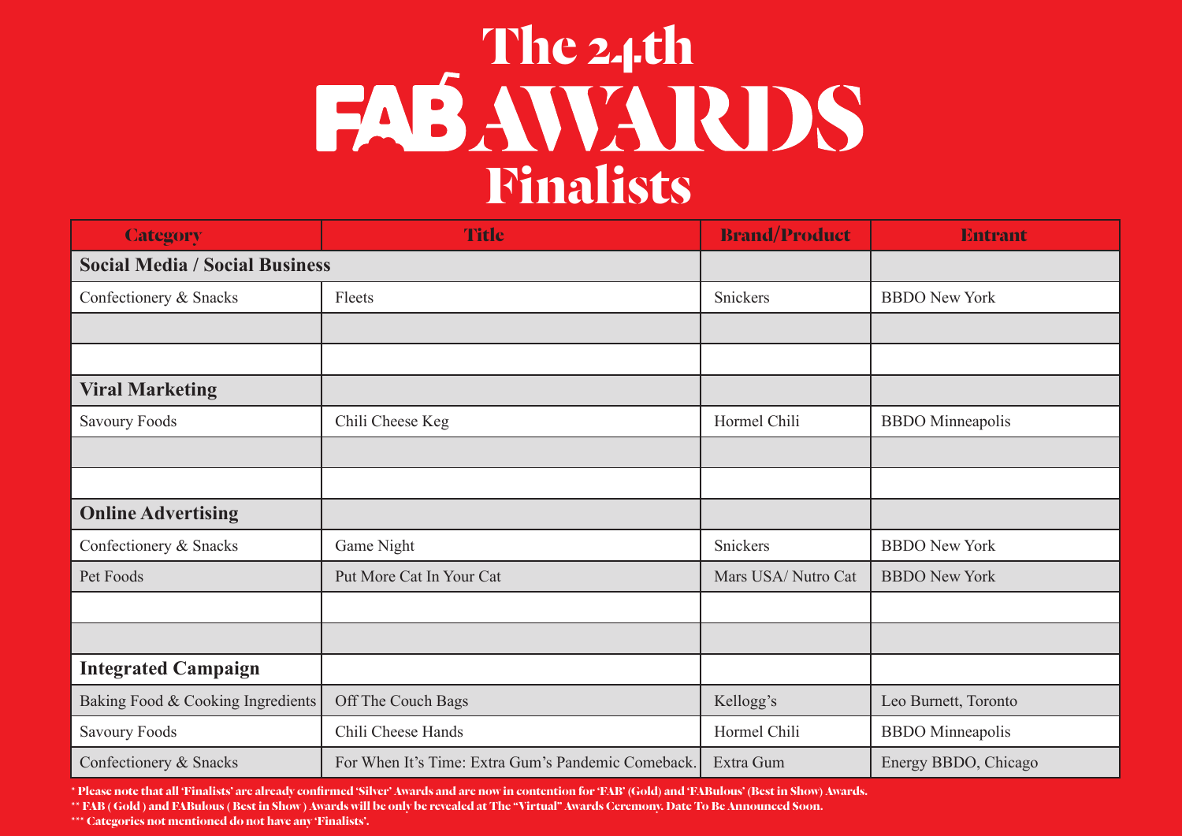# The 24th FAB AWARDS Finalists

| Category | Title | Brand/Product | Entrant |
|---|---|---|---|
| **Social Media / Social Business** | | | |
| Confectionery & Snacks | Fleets | Snickers | BBDO New York |
| | | | |
| | | | |
| **Viral Marketing** | | | |
| Savoury Foods | Chili Cheese Keg | Hormel Chili | BBDO Minneapolis |
| | | | |
| | | | |
| **Online Advertising** | | | |
| Confectionery & Snacks | Game Night | Snickers | BBDO New York |
| Pet Foods | Put More Cat In Your Cat | Mars USA/ Nutro Cat | BBDO New York |
| | | | |
| | | | |
| **Integrated Campaign** | | | |
| Baking Food & Cooking Ingredients | Off The Couch Bags | Kellogg's | Leo Burnett, Toronto |
| Savoury Foods | Chili Cheese Hands | Hormel Chili | BBDO Minneapolis |
| Confectionery & Snacks | For When It's Time: Extra Gum's Pandemic Comeback. | Extra Gum | Energy BBDO, Chicago |

* Please note that all 'Finalists' are already confirmed 'Silver' Awards and are now in contention for 'FAB' (Gold) and 'FABulous' (Best in Show) Awards.

** FAB ( Gold ) and FABulous ( Best in Show ) Awards will be only be revealed at The "Virtual" Awards Ceremony. Date To Be Announced Soon.

*** Categories not mentioned do not have any 'Finalists'.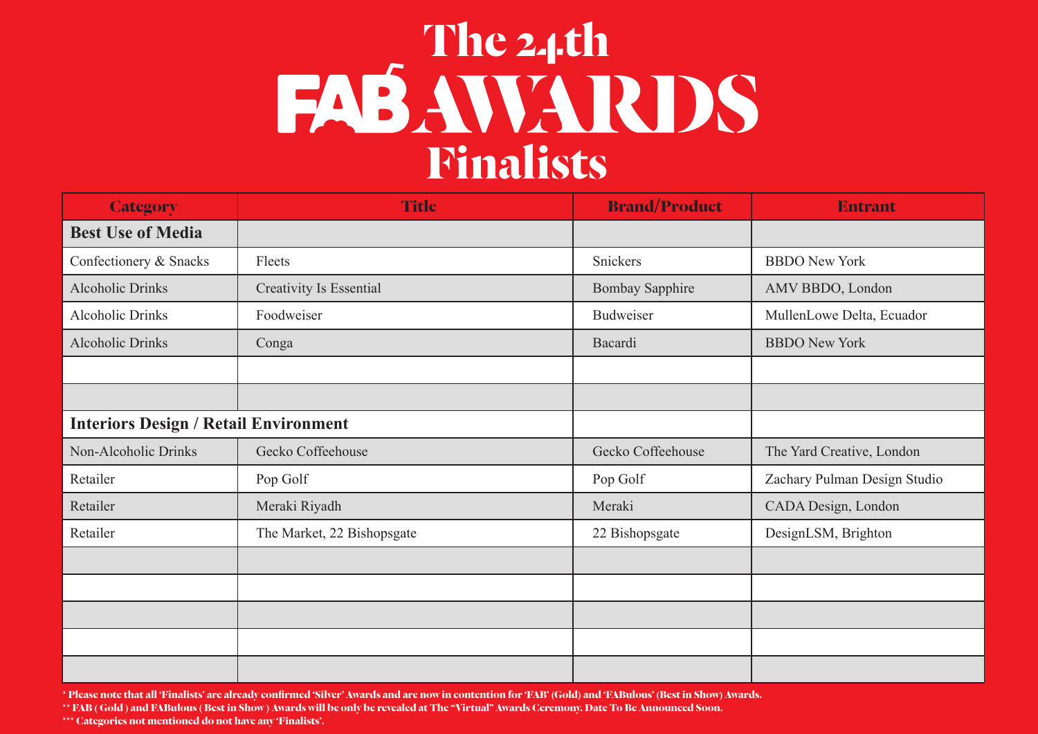# The 24th FAB AWARDS Finalists

| Category | Title | Brand/Product | Entrant |
|---|---|---|---|
| **Best Use of Media** | | | |
| Confectionery & Snacks | Fleets | Snickers | BBDO New York |
| Alcoholic Drinks | Creativity Is Essential | Bombay Sapphire | AMV BBDO, London |
| Alcoholic Drinks | Foodweiser | Budweiser | MullenLowe Delta, Ecuador |
| Alcoholic Drinks | Conga | Bacardi | BBDO New York |
| | | | |
| | | | |
| **Interiors Design / Retail Environment** | | | |
| Non-Alcoholic Drinks | Gecko Coffeehouse | Gecko Coffeehouse | The Yard Creative, London |
| Retailer | Pop Golf | Pop Golf | Zachary Pulman Design Studio |
| Retailer | Meraki Riyadh | Meraki | CADA Design, London |
| Retailer | The Market, 22 Bishopsgate | 22 Bishopsgate | DesignLSM, Brighton |
| | | | |
| | | | |
| | | | |
| | | | |
| | | | |

* Please note that all 'Finalists' are already confirmed 'Silver' Awards and are now in contention for 'FAB' (Gold) and 'FABulous' (Best in Show) Awards.

** FAB ( Gold ) and FABulous ( Best in Show ) Awards will be only be revealed at The "Virtual" Awards Ceremony. Date To Be Announced Soon.

*** Categories not mentioned do not have any 'Finalists'.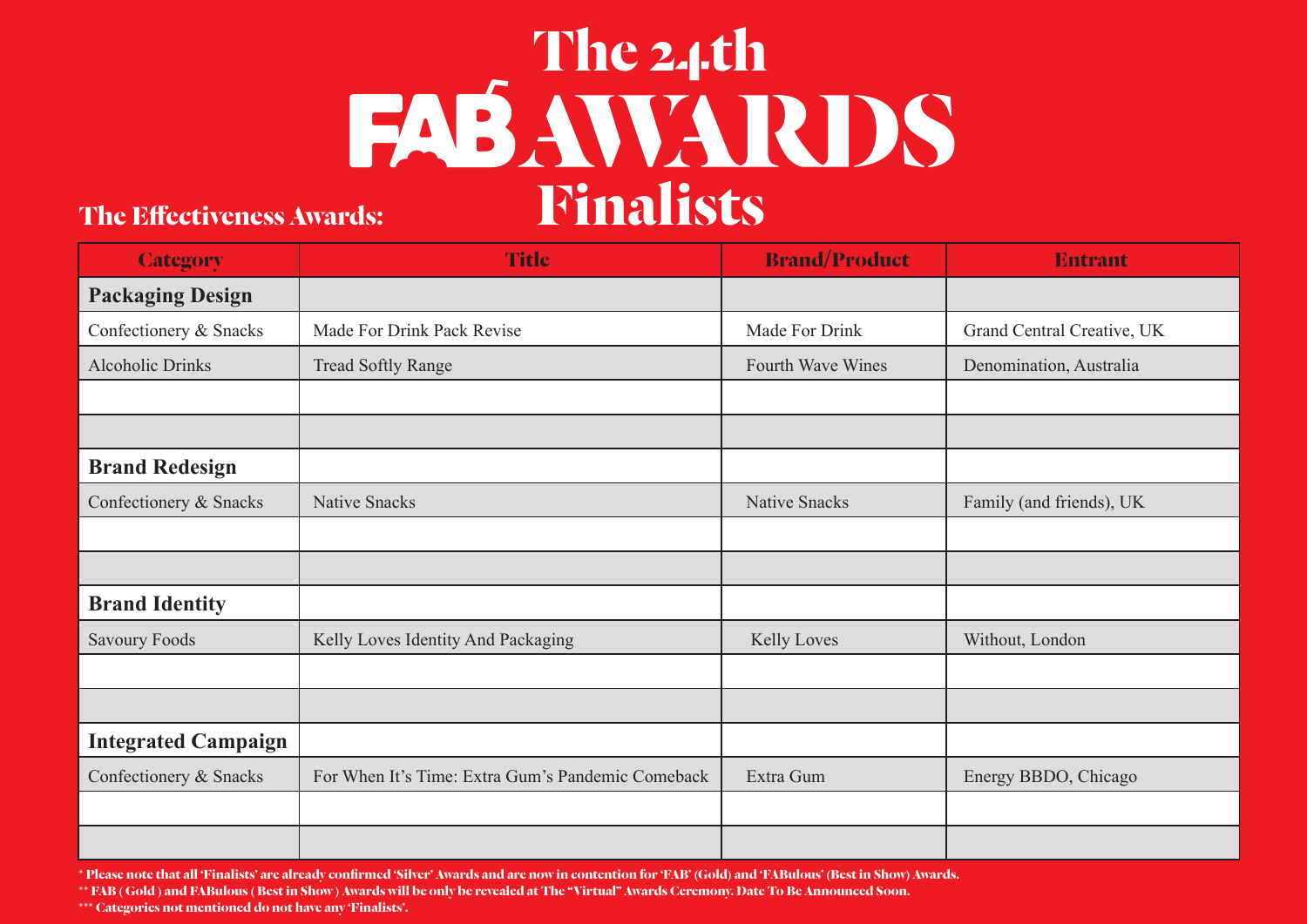# The 24th FAB AWARDS Finalists

## The Effectiveness Awards:

| Category | Title | Brand/Product | Entrant |
|---|---|---|---|
| **Packaging Design** | | | |
| Confectionery & Snacks | Made For Drink Pack Revise | Made For Drink | Grand Central Creative, UK |
| Alcoholic Drinks | Tread Softly Range | Fourth Wave Wines | Denomination, Australia |
| | | | |
| | | | |
| **Brand Redesign** | | | |
| Confectionery & Snacks | Native Snacks | Native Snacks | Family (and friends), UK |
| | | | |
| | | | |
| **Brand Identity** | | | |
| Savoury Foods | Kelly Loves Identity And Packaging | Kelly Loves | Without, London |
| | | | |
| | | | |
| **Integrated Campaign** | | | |
| Confectionery & Snacks | For When It's Time: Extra Gum's Pandemic Comeback | Extra Gum | Energy BBDO, Chicago |
| | | | |
| | | | |

* Please note that all 'Finalists' are already confirmed 'Silver' Awards and are now in contention for 'FAB' (Gold) and 'FABulous' (Best in Show) Awards.

** FAB ( Gold ) and FABulous ( Best in Show ) Awards will be only be revealed at The "Virtual" Awards Ceremony. Date To Be Announced Soon.

*** Categories not mentioned do not have any 'Finalists'.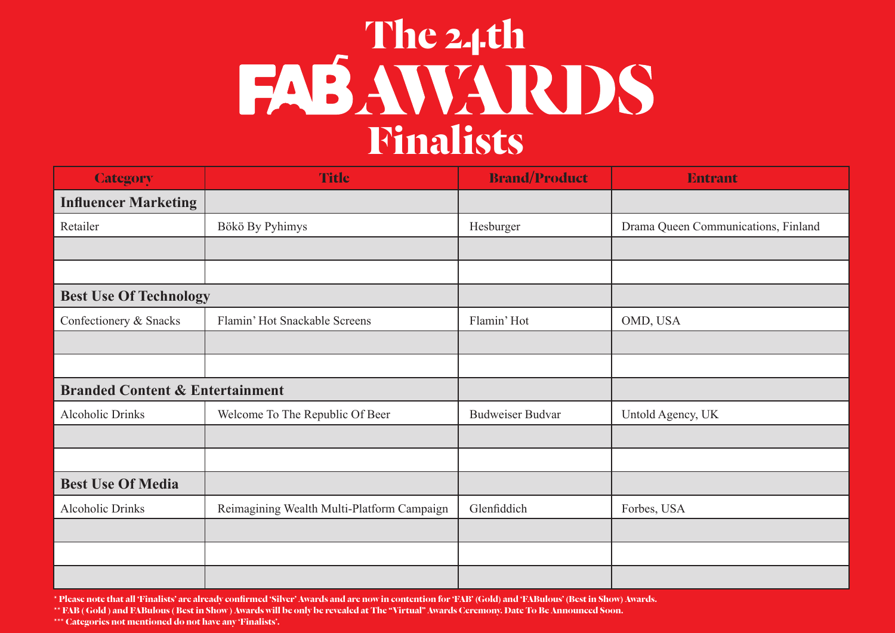# The 24th FAB AWARDS Finalists

| Category | Title | Brand/Product | Entrant |
|---|---|---|---|
| **Influencer Marketing** | | | |
| Retailer | Bökö By Pyhimys | Hesburger | Drama Queen Communications, Finland |
| | | | |
| | | | |
| **Best Use Of Technology** | | | |
| Confectionery & Snacks | Flamin' Hot Snackable Screens | Flamin' Hot | OMD, USA |
| | | | |
| | | | |
| **Branded Content & Entertainment** | | | |
| Alcoholic Drinks | Welcome To The Republic Of Beer | Budweiser Budvar | Untold Agency, UK |
| | | | |
| | | | |
| **Best Use Of Media** | | | |
| Alcoholic Drinks | Reimagining Wealth Multi-Platform Campaign | Glenfiddich | Forbes, USA |
| | | | |
| | | | |
| | | | |

* Please note that all 'Finalists' are already confirmed 'Silver' Awards and are now in contention for 'FAB' (Gold) and 'FABulous' (Best in Show) Awards.

** FAB ( Gold ) and FABulous ( Best in Show ) Awards will be only be revealed at The "Virtual" Awards Ceremony. Date To Be Announced Soon.

*** Categories not mentioned do not have any 'Finalists'.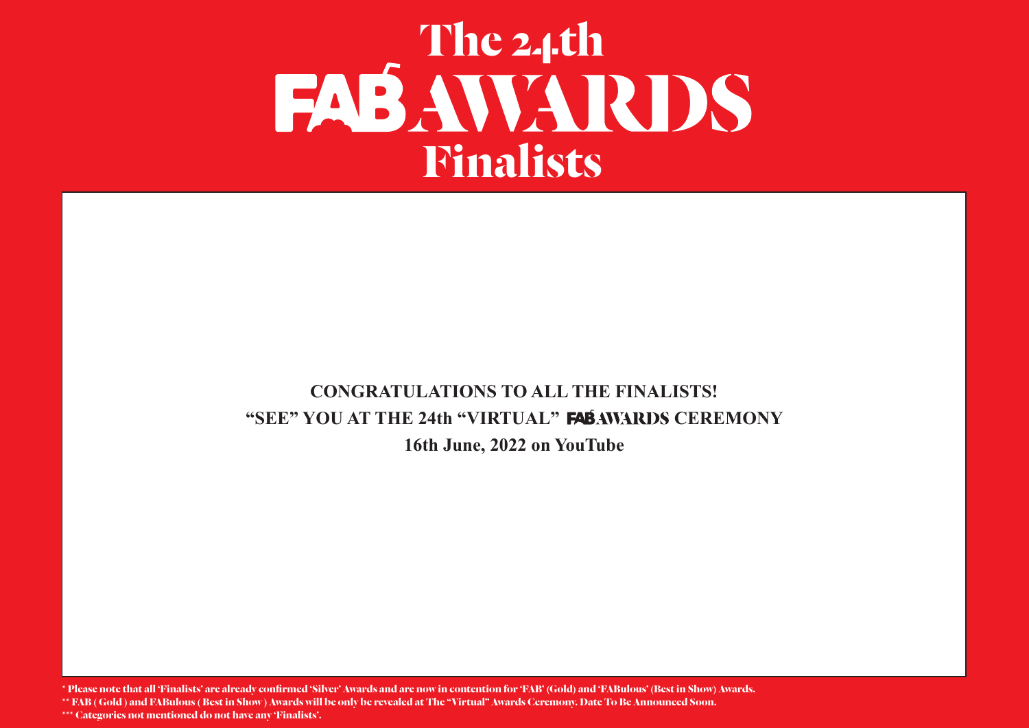# The 24th FAB AWARDS Finalists

**CONGRATULATIONS TO ALL THE FINALISTS!**

**"SEE" YOU AT THE 24th "VIRTUAL" FAB AWARDS CEREMONY**

**16th June, 2022 on YouTube**

\* Please note that all 'Finalists' are already confirmed 'Silver' Awards and are now in contention for 'FAB' (Gold) and 'FABulous' (Best in Show) Awards.

\*\* FAB ( Gold ) and FABulous ( Best in Show ) Awards will be only be revealed at The "Virtual" Awards Ceremony. Date To Be Announced Soon.

\*\*\* Categories not mentioned do not have any 'Finalists'.